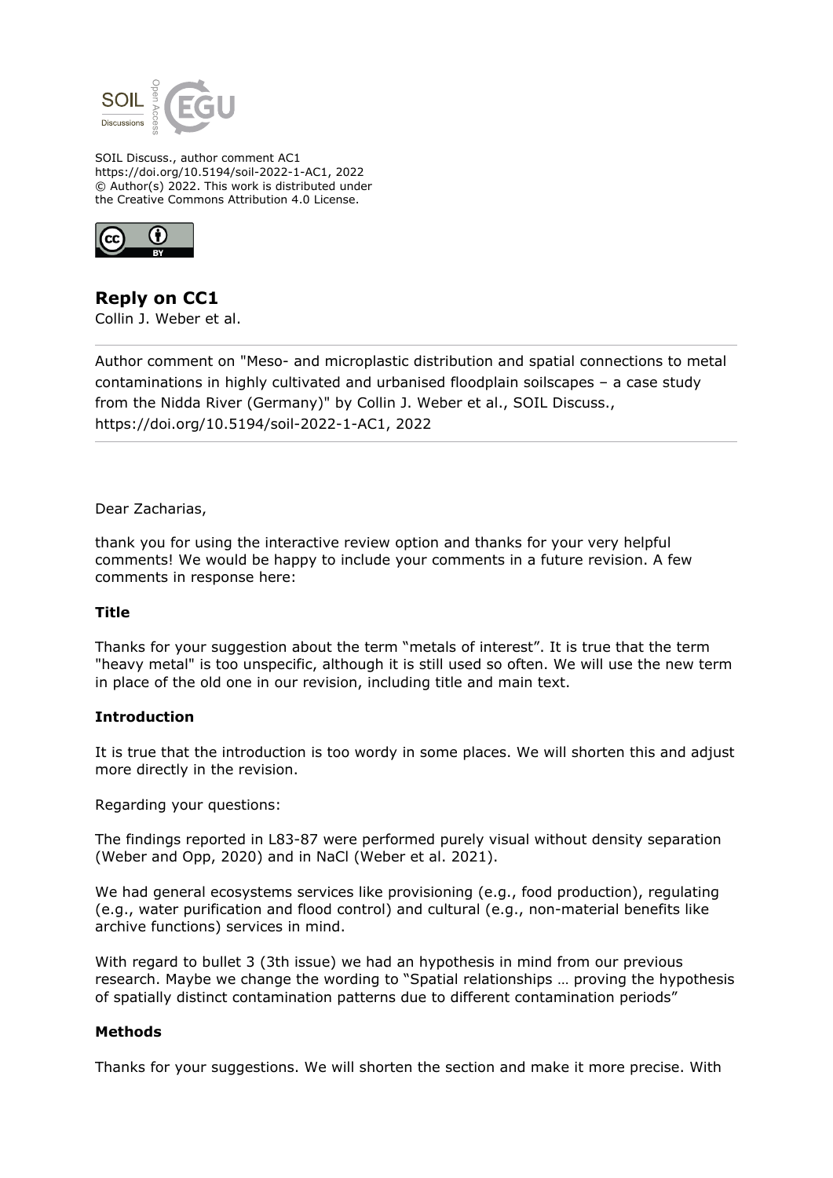SOIL Discuss., author comment AC1
https://doi.org/10.5194/soil-2022-1-AC1, 2022
© Author(s) 2022. This work is distributed under
the Creative Commons Attribution 4.0 License.

## Reply on CC1

Collin J. Weber et al.

---

Author comment on "Meso- and microplastic distribution and spatial connections to metal contaminations in highly cultivated and urbanised floodplain soilscapes – a case study from the Nidda River (Germany)" by Collin J. Weber et al., SOIL Discuss., https://doi.org/10.5194/soil-2022-1-AC1, 2022

---

Dear Zacharias,

thank you for using the interactive review option and thanks for your very helpful comments! We would be happy to include your comments in a future revision. A few comments in response here:

**Title**

Thanks for your suggestion about the term "metals of interest". It is true that the term "heavy metal" is too unspecific, although it is still used so often. We will use the new term in place of the old one in our revision, including title and main text.

**Introduction**

It is true that the introduction is too wordy in some places. We will shorten this and adjust more directly in the revision.

Regarding your questions:

The findings reported in L83-87 were performed purely visual without density separation (Weber and Opp, 2020) and in NaCl (Weber et al. 2021).

We had general ecosystems services like provisioning (e.g., food production), regulating (e.g., water purification and flood control) and cultural (e.g., non-material benefits like archive functions) services in mind.

With regard to bullet 3 (3th issue) we had an hypothesis in mind from our previous research. Maybe we change the wording to "Spatial relationships … proving the hypothesis of spatially distinct contamination patterns due to different contamination periods"

**Methods**

Thanks for your suggestions. We will shorten the section and make it more precise. With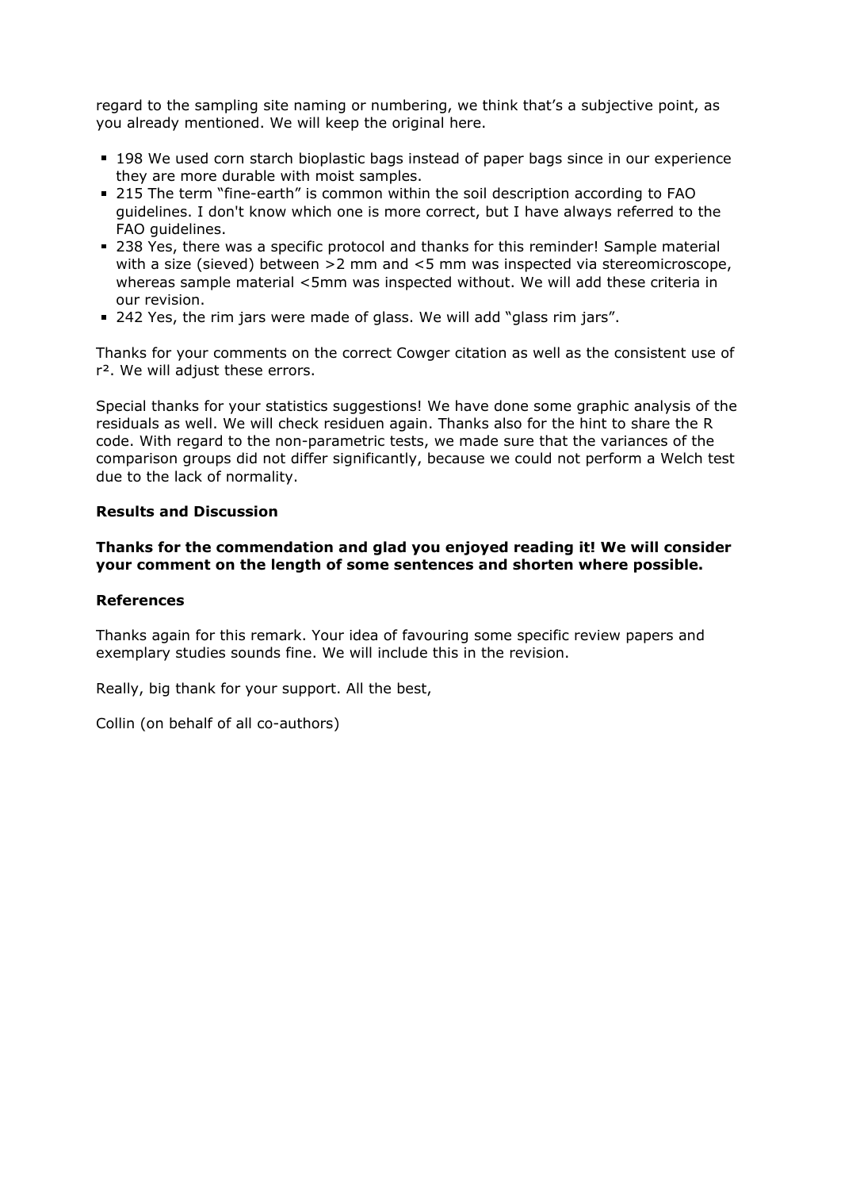regard to the sampling site naming or numbering, we think that's a subjective point, as you already mentioned. We will keep the original here.

- 198 We used corn starch bioplastic bags instead of paper bags since in our experience they are more durable with moist samples.
- 215 The term "fine-earth" is common within the soil description according to FAO guidelines. I don't know which one is more correct, but I have always referred to the FAO guidelines.
- 238 Yes, there was a specific protocol and thanks for this reminder! Sample material with a size (sieved) between >2 mm and <5 mm was inspected via stereomicroscope, whereas sample material <5mm was inspected without. We will add these criteria in our revision.
- 242 Yes, the rim jars were made of glass. We will add "glass rim jars".

Thanks for your comments on the correct Cowger citation as well as the consistent use of $r^2$. We will adjust these errors.

Special thanks for your statistics suggestions! We have done some graphic analysis of the residuals as well. We will check residuen again. Thanks also for the hint to share the R code. With regard to the non-parametric tests, we made sure that the variances of the comparison groups did not differ significantly, because we could not perform a Welch test due to the lack of normality.

**Results and Discussion**

**Thanks for the commendation and glad you enjoyed reading it! We will consider your comment on the length of some sentences and shorten where possible.**

**References**

Thanks again for this remark. Your idea of favouring some specific review papers and exemplary studies sounds fine. We will include this in the revision.

Really, big thank for your support. All the best,

Collin (on behalf of all co-authors)